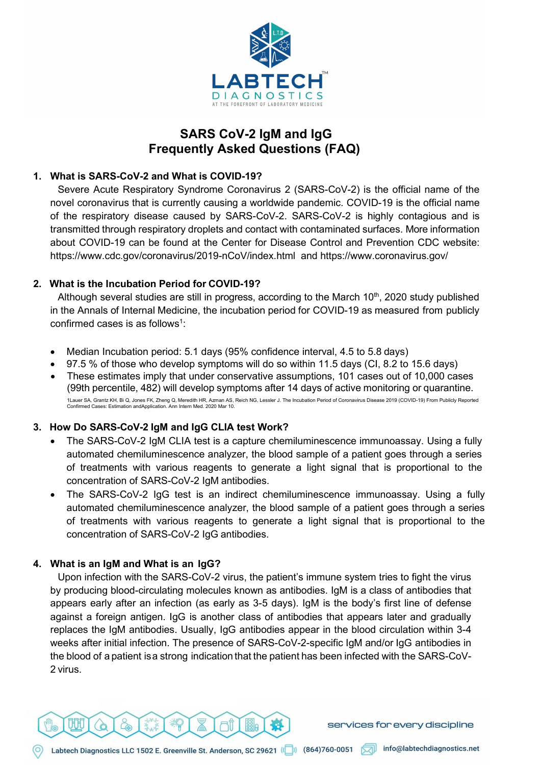LABTECH
DIAGNOSTICS
AT THE FOREFRONT OF LABORATORY MEDICINE

# SARS CoV-2 IgM and IgG
# Frequently Asked Questions (FAQ)

## 1. What is SARS-CoV-2 and What is COVID-19?

Severe Acute Respiratory Syndrome Coronavirus 2 (SARS-CoV-2) is the official name of the novel coronavirus that is currently causing a worldwide pandemic. COVID-19 is the official name of the respiratory disease caused by SARS-CoV-2. SARS-CoV-2 is highly contagious and is transmitted through respiratory droplets and contact with contaminated surfaces. More information about COVID-19 can be found at the Center for Disease Control and Prevention CDC website: https://www.cdc.gov/coronavirus/2019-nCoV/index.html and https://www.coronavirus.gov/

## 2. What is the Incubation Period for COVID-19?

Although several studies are still in progress, according to the March 10th, 2020 study published in the Annals of Internal Medicine, the incubation period for COVID-19 as measured from publicly confirmed cases is as follows[1]:

- Median Incubation period: 5.1 days (95% confidence interval, 4.5 to 5.8 days)
- 97.5 % of those who develop symptoms will do so within 11.5 days (CI, 8.2 to 15.6 days)
- These estimates imply that under conservative assumptions, 101 cases out of 10,000 cases (99th percentile, 482) will develop symptoms after 14 days of active monitoring or quarantine.

1Lauer SA, Grantz KH, Bi Q, Jones FK, Zheng Q, Meredith HR, Azman AS, Reich NG, Lessler J. The Incubation Period of Coronavirus Disease 2019 (COVID-19) From Publicly Reported Confirmed Cases: Estimation andApplication. Ann Intern Med. 2020 Mar 10.

## 3. How Do SARS-CoV-2 IgM and IgG CLIA test Work?

- The SARS-CoV-2 IgM CLIA test is a capture chemiluminescence immunoassay. Using a fully automated chemiluminescence analyzer, the blood sample of a patient goes through a series of treatments with various reagents to generate a light signal that is proportional to the concentration of SARS-CoV-2 IgM antibodies.
- The SARS-CoV-2 IgG test is an indirect chemiluminescence immunoassay. Using a fully automated chemiluminescence analyzer, the blood sample of a patient goes through a series of treatments with various reagents to generate a light signal that is proportional to the concentration of SARS-CoV-2 IgG antibodies.

## 4. What is an IgM and What is an IgG?

Upon infection with the SARS-CoV-2 virus, the patient's immune system tries to fight the virus by producing blood-circulating molecules known as antibodies. IgM is a class of antibodies that appears early after an infection (as early as 3-5 days). IgM is the body's first line of defense against a foreign antigen. IgG is another class of antibodies that appears later and gradually replaces the IgM antibodies. Usually, IgG antibodies appear in the blood circulation within 3-4 weeks after initial infection. The presence of SARS-CoV-2-specific IgM and/or IgG antibodies in the blood of a patient is a strong indication that the patient has been infected with the SARS-CoV-2 virus.

services for every discipline

Labtech Diagnostics LLC 1502 E. Greenville St. Anderson, SC 29621 (864)760-0051 info@labtechdiagnostics.net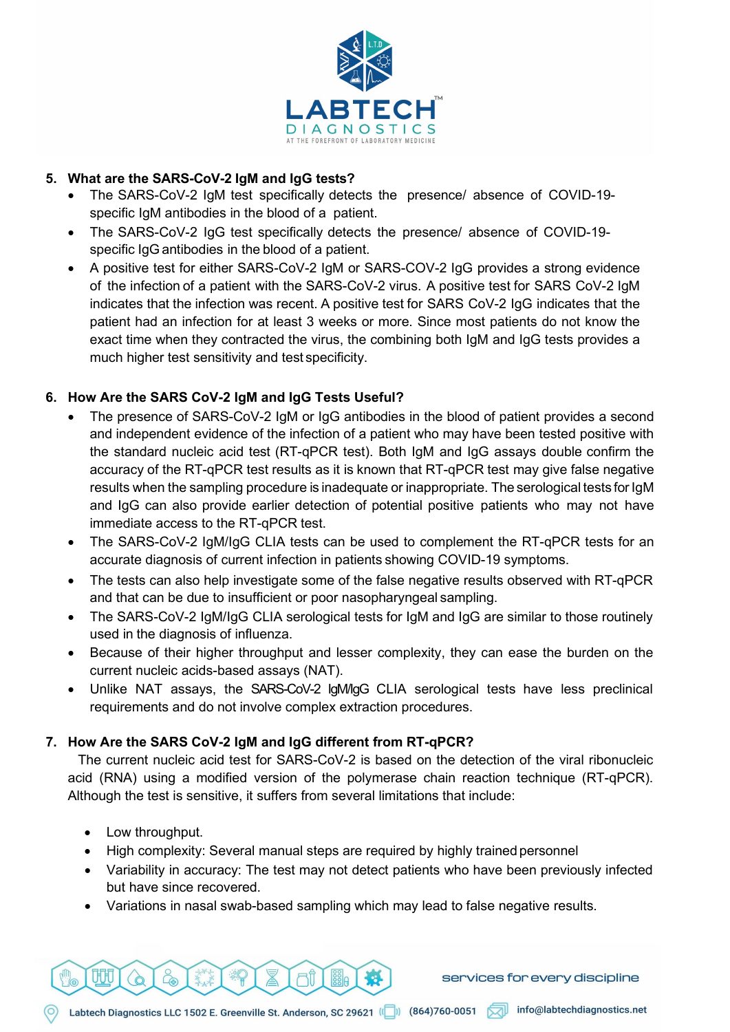5. **What are the SARS-CoV-2 IgM and IgG tests?**
   - The SARS-CoV-2 IgM test specifically detects the presence/ absence of COVID-19-specific IgM antibodies in the blood of a patient.
   - The SARS-CoV-2 IgG test specifically detects the presence/ absence of COVID-19-specific IgG antibodies in the blood of a patient.
   - A positive test for either SARS-CoV-2 IgM or SARS-COV-2 IgG provides a strong evidence of the infection of a patient with the SARS-CoV-2 virus. A positive test for SARS CoV-2 IgM indicates that the infection was recent. A positive test for SARS CoV-2 IgG indicates that the patient had an infection for at least 3 weeks or more. Since most patients do not know the exact time when they contracted the virus, the combining both IgM and IgG tests provides a much higher test sensitivity and test specificity.

6. **How Are the SARS CoV-2 IgM and IgG Tests Useful?**
   - The presence of SARS-CoV-2 IgM or IgG antibodies in the blood of patient provides a second and independent evidence of the infection of a patient who may have been tested positive with the standard nucleic acid test (RT-qPCR test). Both IgM and IgG assays double confirm the accuracy of the RT-qPCR test results as it is known that RT-qPCR test may give false negative results when the sampling procedure is inadequate or inappropriate. The serological tests for IgM and IgG can also provide earlier detection of potential positive patients who may not have immediate access to the RT-qPCR test.
   - The SARS-CoV-2 IgM/IgG CLIA tests can be used to complement the RT-qPCR tests for an accurate diagnosis of current infection in patients showing COVID-19 symptoms.
   - The tests can also help investigate some of the false negative results observed with RT-qPCR and that can be due to insufficient or poor nasopharyngeal sampling.
   - The SARS-CoV-2 IgM/IgG CLIA serological tests for IgM and IgG are similar to those routinely used in the diagnosis of influenza.
   - Because of their higher throughput and lesser complexity, they can ease the burden on the current nucleic acids-based assays (NAT).
   - Unlike NAT assays, the SARS-CoV-2 IgM/IgG CLIA serological tests have less preclinical requirements and do not involve complex extraction procedures.

7. **How Are the SARS CoV-2 IgM and IgG different from RT-qPCR?**

   The current nucleic acid test for SARS-CoV-2 is based on the detection of the viral ribonucleic acid (RNA) using a modified version of the polymerase chain reaction technique (RT-qPCR). Although the test is sensitive, it suffers from several limitations that include:

   - Low throughput.
   - High complexity: Several manual steps are required by highly trained personnel
   - Variability in accuracy: The test may not detect patients who have been previously infected but have since recovered.
   - Variations in nasal swab-based sampling which may lead to false negative results.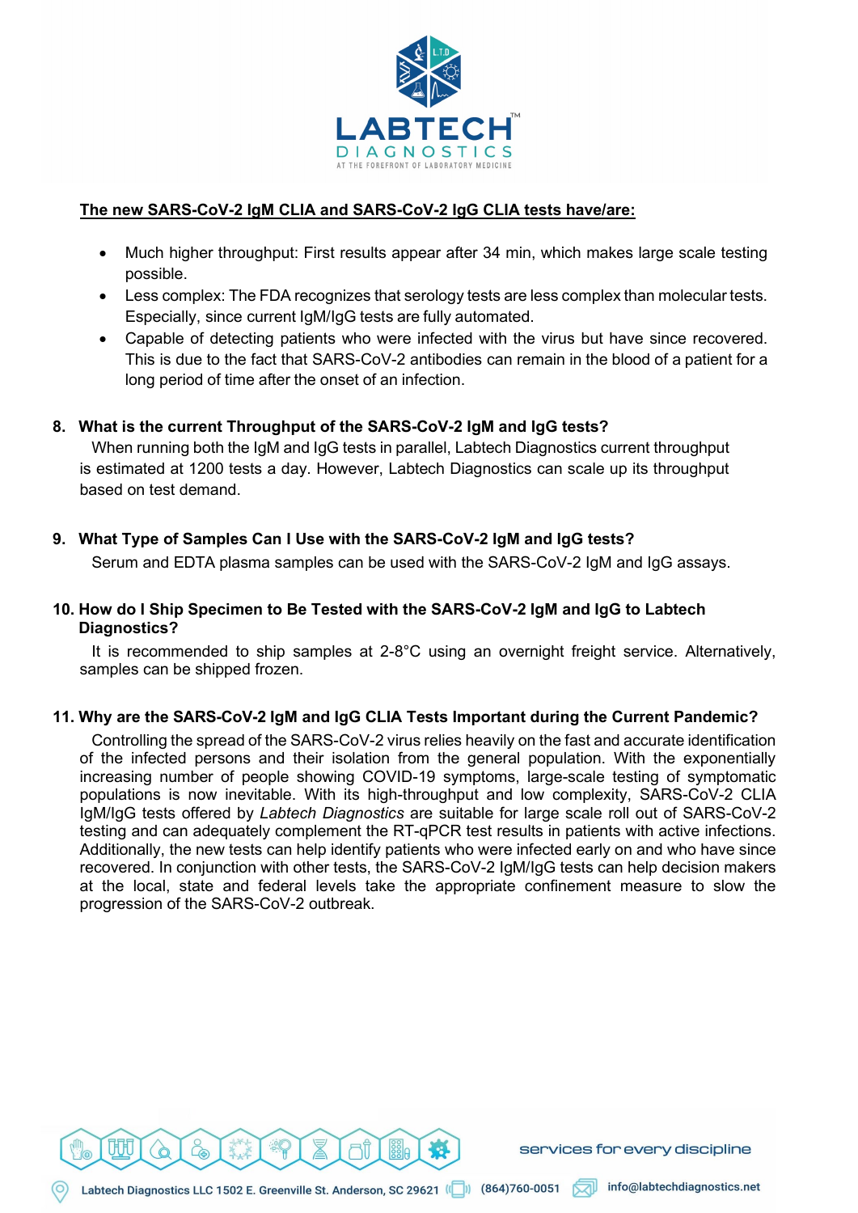**The new SARS-CoV-2 IgM CLIA and SARS-CoV-2 IgG CLIA tests have/are:**

- Much higher throughput: First results appear after 34 min, which makes large scale testing possible.
- Less complex: The FDA recognizes that serology tests are less complex than molecular tests. Especially, since current IgM/IgG tests are fully automated.
- Capable of detecting patients who were infected with the virus but have since recovered. This is due to the fact that SARS-CoV-2 antibodies can remain in the blood of a patient for a long period of time after the onset of an infection.

**8. What is the current Throughput of the SARS-CoV-2 IgM and IgG tests?**

When running both the IgM and IgG tests in parallel, Labtech Diagnostics current throughput is estimated at 1200 tests a day. However, Labtech Diagnostics can scale up its throughput based on test demand.

**9. What Type of Samples Can I Use with the SARS-CoV-2 IgM and IgG tests?**

Serum and EDTA plasma samples can be used with the SARS-CoV-2 IgM and IgG assays.

**10. How do I Ship Specimen to Be Tested with the SARS-CoV-2 IgM and IgG to Labtech Diagnostics?**

It is recommended to ship samples at 2-8°C using an overnight freight service. Alternatively, samples can be shipped frozen.

**11. Why are the SARS-CoV-2 IgM and IgG CLIA Tests Important during the Current Pandemic?**

Controlling the spread of the SARS-CoV-2 virus relies heavily on the fast and accurate identification of the infected persons and their isolation from the general population. With the exponentially increasing number of people showing COVID-19 symptoms, large-scale testing of symptomatic populations is now inevitable. With its high-throughput and low complexity, SARS-CoV-2 CLIA IgM/IgG tests offered by *Labtech Diagnostics* are suitable for large scale roll out of SARS-CoV-2 testing and can adequately complement the RT-qPCR test results in patients with active infections. Additionally, the new tests can help identify patients who were infected early on and who have since recovered. In conjunction with other tests, the SARS-CoV-2 IgM/IgG tests can help decision makers at the local, state and federal levels take the appropriate confinement measure to slow the progression of the SARS-CoV-2 outbreak.